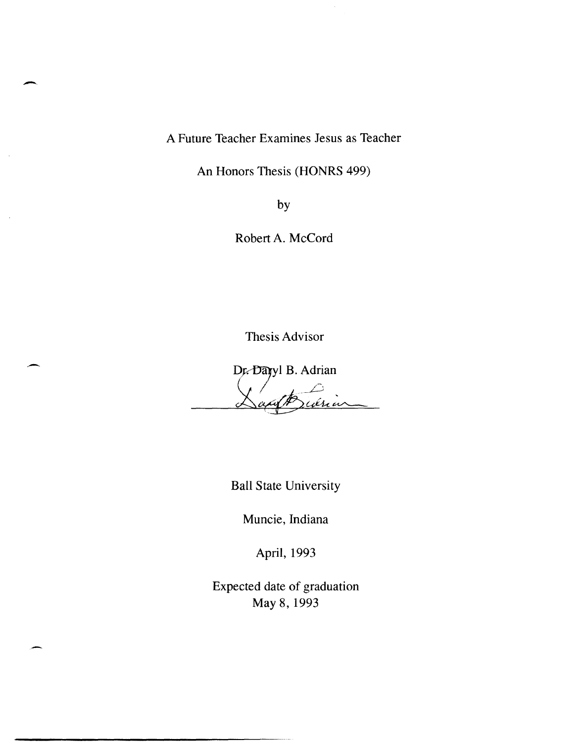# A Future Teacher Examines Jesus as Teacher

An Honors Thesis (HONRS 499)

by

Robert A. McCord

Thesis Advisor

Dr. Daryl B. Adrian

Ball State University

Muncie, Indiana

April, 1993

Expected date of graduation
May 8, 1993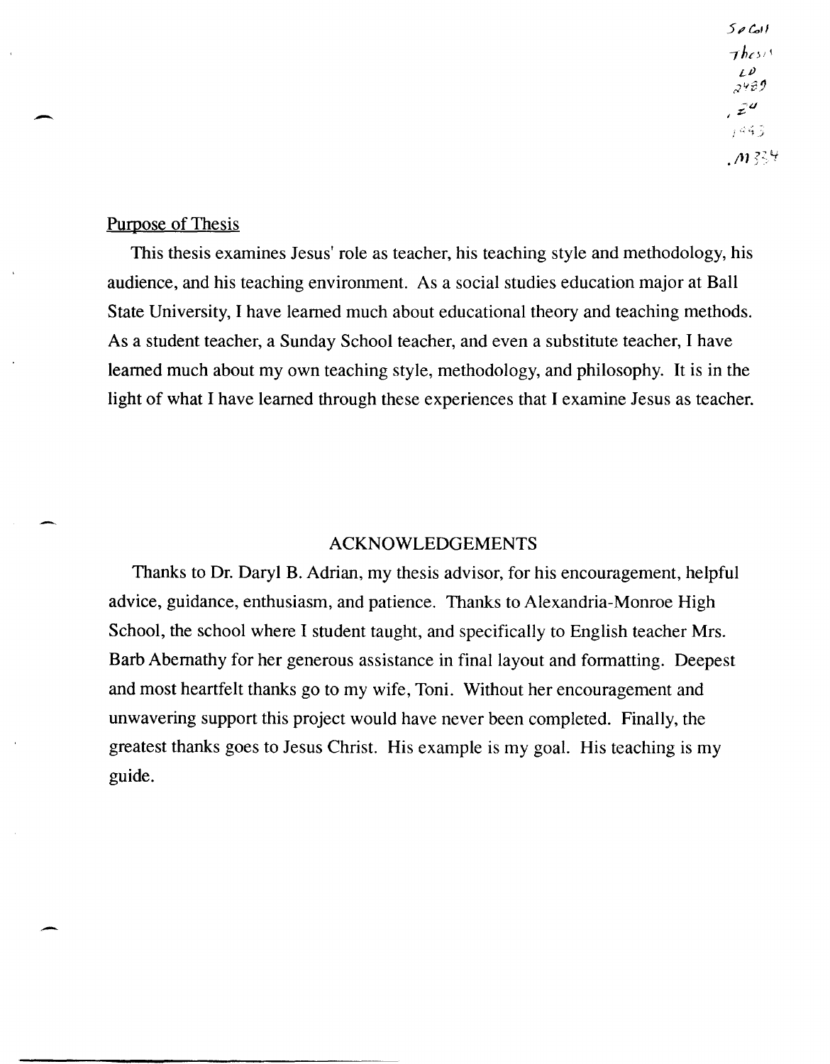SpColl
Thesis
LD
2489
.Z4
1993
.M334

Purpose of Thesis

This thesis examines Jesus' role as teacher, his teaching style and methodology, his audience, and his teaching environment. As a social studies education major at Ball State University, I have learned much about educational theory and teaching methods. As a student teacher, a Sunday School teacher, and even a substitute teacher, I have learned much about my own teaching style, methodology, and philosophy. It is in the light of what I have learned through these experiences that I examine Jesus as teacher.

## ACKNOWLEDGEMENTS

Thanks to Dr. Daryl B. Adrian, my thesis advisor, for his encouragement, helpful advice, guidance, enthusiasm, and patience. Thanks to Alexandria-Monroe High School, the school where I student taught, and specifically to English teacher Mrs. Barb Abernathy for her generous assistance in final layout and formatting. Deepest and most heartfelt thanks go to my wife, Toni. Without her encouragement and unwavering support this project would have never been completed. Finally, the greatest thanks goes to Jesus Christ. His example is my goal. His teaching is my guide.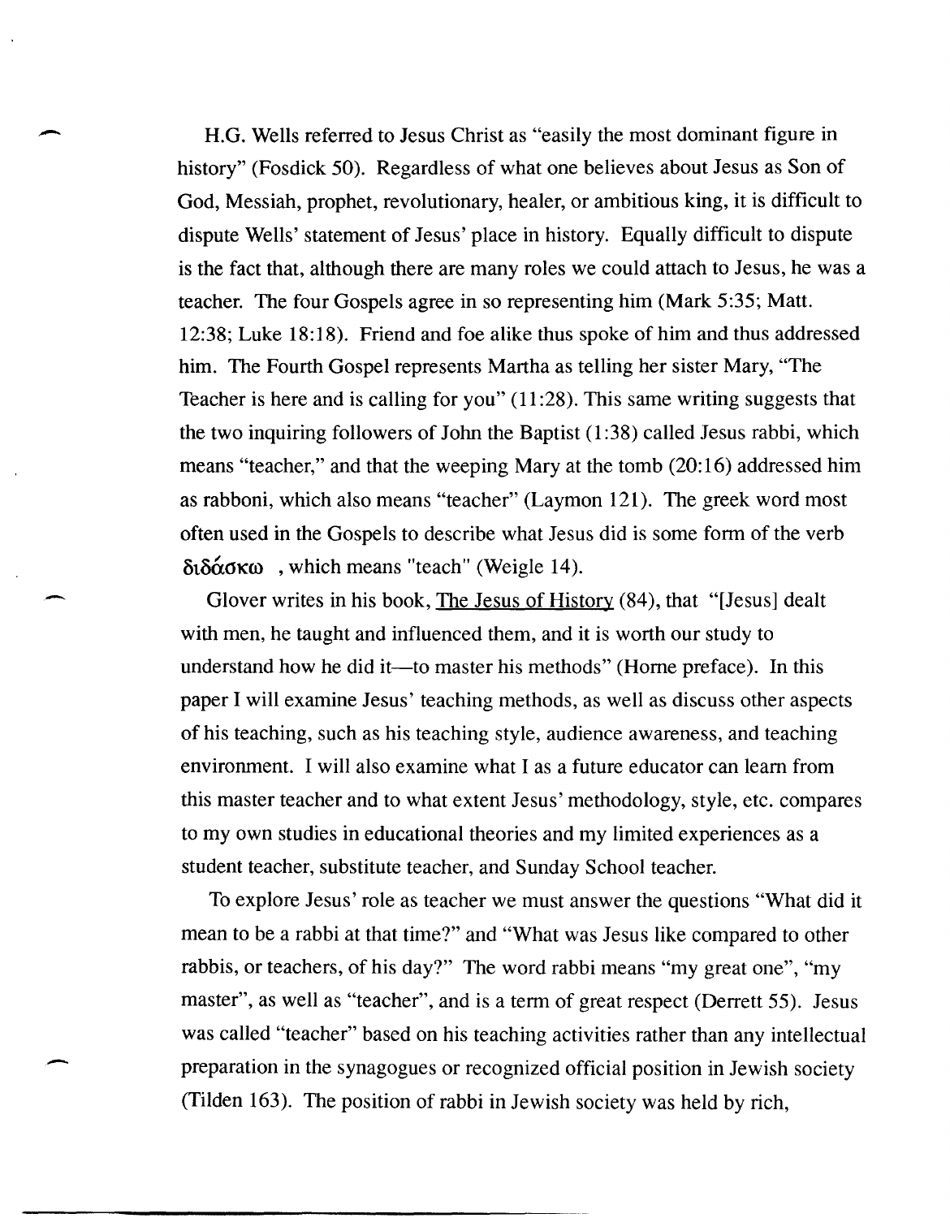H.G. Wells referred to Jesus Christ as "easily the most dominant figure in history" (Fosdick 50). Regardless of what one believes about Jesus as Son of God, Messiah, prophet, revolutionary, healer, or ambitious king, it is difficult to dispute Wells' statement of Jesus' place in history. Equally difficult to dispute is the fact that, although there are many roles we could attach to Jesus, he was a teacher. The four Gospels agree in so representing him (Mark 5:35; Matt. 12:38; Luke 18:18). Friend and foe alike thus spoke of him and thus addressed him. The Fourth Gospel represents Martha as telling her sister Mary, "The Teacher is here and is calling for you" (11:28). This same writing suggests that the two inquiring followers of John the Baptist (1:38) called Jesus rabbi, which means "teacher," and that the weeping Mary at the tomb (20:16) addressed him as rabboni, which also means "teacher" (Laymon 121). The greek word most often used in the Gospels to describe what Jesus did is some form of the verb διδάσκω , which means "teach" (Weigle 14).

Glover writes in his book, The Jesus of History (84), that "[Jesus] dealt with men, he taught and influenced them, and it is worth our study to understand how he did it—to master his methods" (Horne preface). In this paper I will examine Jesus' teaching methods, as well as discuss other aspects of his teaching, such as his teaching style, audience awareness, and teaching environment. I will also examine what I as a future educator can learn from this master teacher and to what extent Jesus' methodology, style, etc. compares to my own studies in educational theories and my limited experiences as a student teacher, substitute teacher, and Sunday School teacher.

To explore Jesus' role as teacher we must answer the questions "What did it mean to be a rabbi at that time?" and "What was Jesus like compared to other rabbis, or teachers, of his day?" The word rabbi means "my great one", "my master", as well as "teacher", and is a term of great respect (Derrett 55). Jesus was called "teacher" based on his teaching activities rather than any intellectual preparation in the synagogues or recognized official position in Jewish society (Tilden 163). The position of rabbi in Jewish society was held by rich,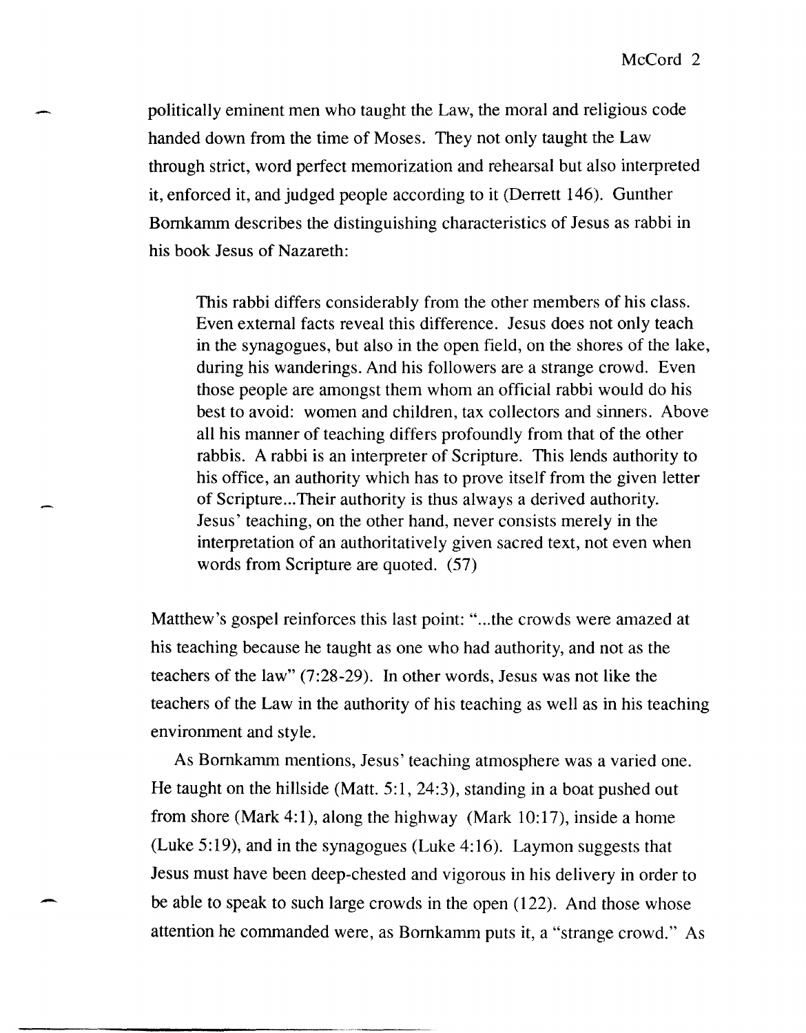politically eminent men who taught the Law, the moral and religious code handed down from the time of Moses. They not only taught the Law through strict, word perfect memorization and rehearsal but also interpreted it, enforced it, and judged people according to it (Derrett 146). Gunther Bornkamm describes the distinguishing characteristics of Jesus as rabbi in his book Jesus of Nazareth:

> This rabbi differs considerably from the other members of his class. Even external facts reveal this difference. Jesus does not only teach in the synagogues, but also in the open field, on the shores of the lake, during his wanderings. And his followers are a strange crowd. Even those people are amongst them whom an official rabbi would do his best to avoid: women and children, tax collectors and sinners. Above all his manner of teaching differs profoundly from that of the other rabbis. A rabbi is an interpreter of Scripture. This lends authority to his office, an authority which has to prove itself from the given letter of Scripture...Their authority is thus always a derived authority. Jesus' teaching, on the other hand, never consists merely in the interpretation of an authoritatively given sacred text, not even when words from Scripture are quoted. (57)

Matthew's gospel reinforces this last point: "...the crowds were amazed at his teaching because he taught as one who had authority, and not as the teachers of the law" (7:28-29). In other words, Jesus was not like the teachers of the Law in the authority of his teaching as well as in his teaching environment and style.

As Bornkamm mentions, Jesus' teaching atmosphere was a varied one. He taught on the hillside (Matt. 5:1, 24:3), standing in a boat pushed out from shore (Mark 4:1), along the highway (Mark 10:17), inside a home (Luke 5:19), and in the synagogues (Luke 4:16). Laymon suggests that Jesus must have been deep-chested and vigorous in his delivery in order to be able to speak to such large crowds in the open (122). And those whose attention he commanded were, as Bornkamm puts it, a "strange crowd." As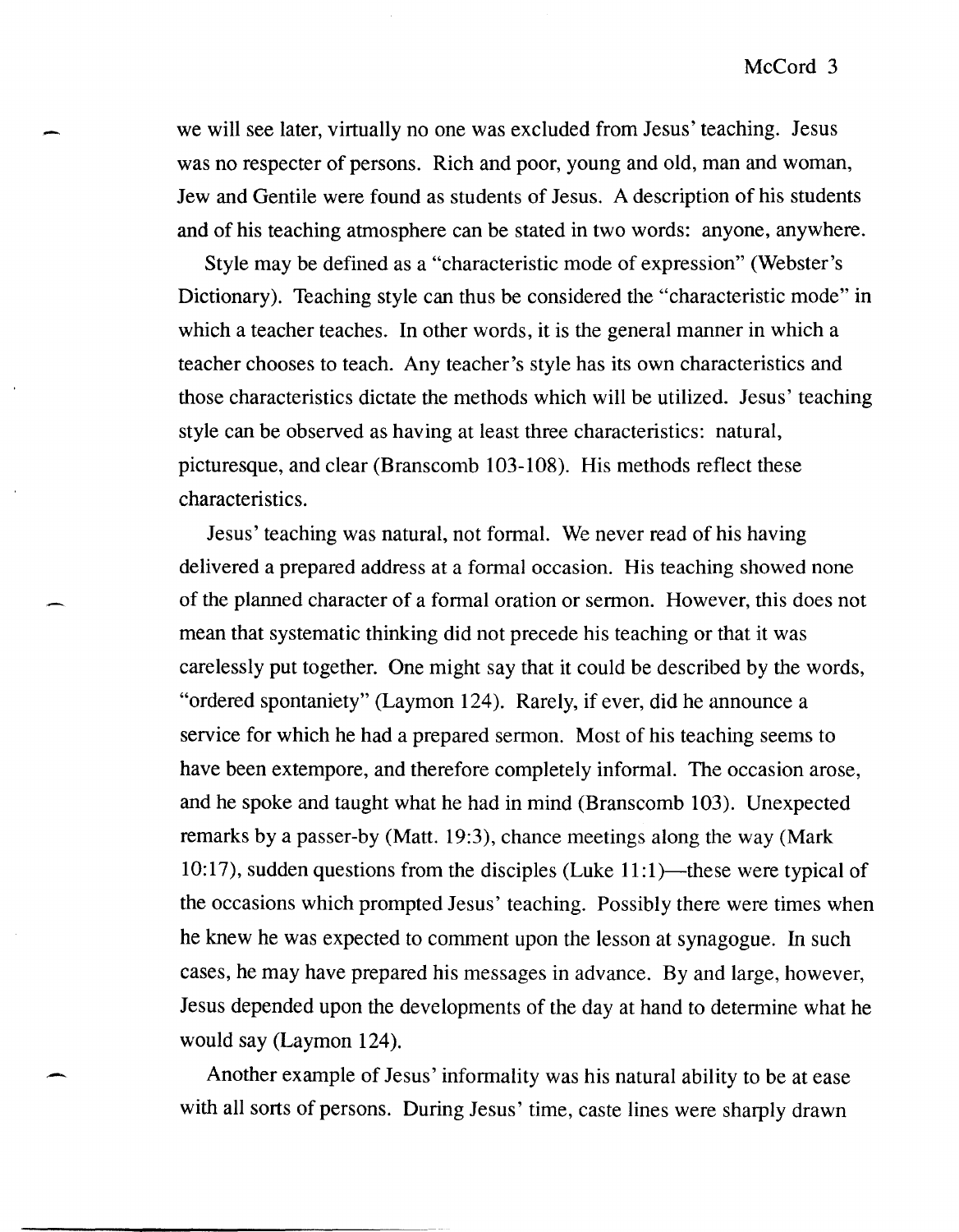we will see later, virtually no one was excluded from Jesus' teaching. Jesus was no respecter of persons. Rich and poor, young and old, man and woman, Jew and Gentile were found as students of Jesus. A description of his students and of his teaching atmosphere can be stated in two words: anyone, anywhere.

Style may be defined as a "characteristic mode of expression" (Webster's Dictionary). Teaching style can thus be considered the "characteristic mode" in which a teacher teaches. In other words, it is the general manner in which a teacher chooses to teach. Any teacher's style has its own characteristics and those characteristics dictate the methods which will be utilized. Jesus' teaching style can be observed as having at least three characteristics: natural, picturesque, and clear (Branscomb 103-108). His methods reflect these characteristics.

Jesus' teaching was natural, not formal. We never read of his having delivered a prepared address at a formal occasion. His teaching showed none of the planned character of a formal oration or sermon. However, this does not mean that systematic thinking did not precede his teaching or that it was carelessly put together. One might say that it could be described by the words, "ordered spontaniety" (Laymon 124). Rarely, if ever, did he announce a service for which he had a prepared sermon. Most of his teaching seems to have been extempore, and therefore completely informal. The occasion arose, and he spoke and taught what he had in mind (Branscomb 103). Unexpected remarks by a passer-by (Matt. 19:3), chance meetings along the way (Mark 10:17), sudden questions from the disciples (Luke 11:1)—these were typical of the occasions which prompted Jesus' teaching. Possibly there were times when he knew he was expected to comment upon the lesson at synagogue. In such cases, he may have prepared his messages in advance. By and large, however, Jesus depended upon the developments of the day at hand to determine what he would say (Laymon 124).

Another example of Jesus' informality was his natural ability to be at ease with all sorts of persons. During Jesus' time, caste lines were sharply drawn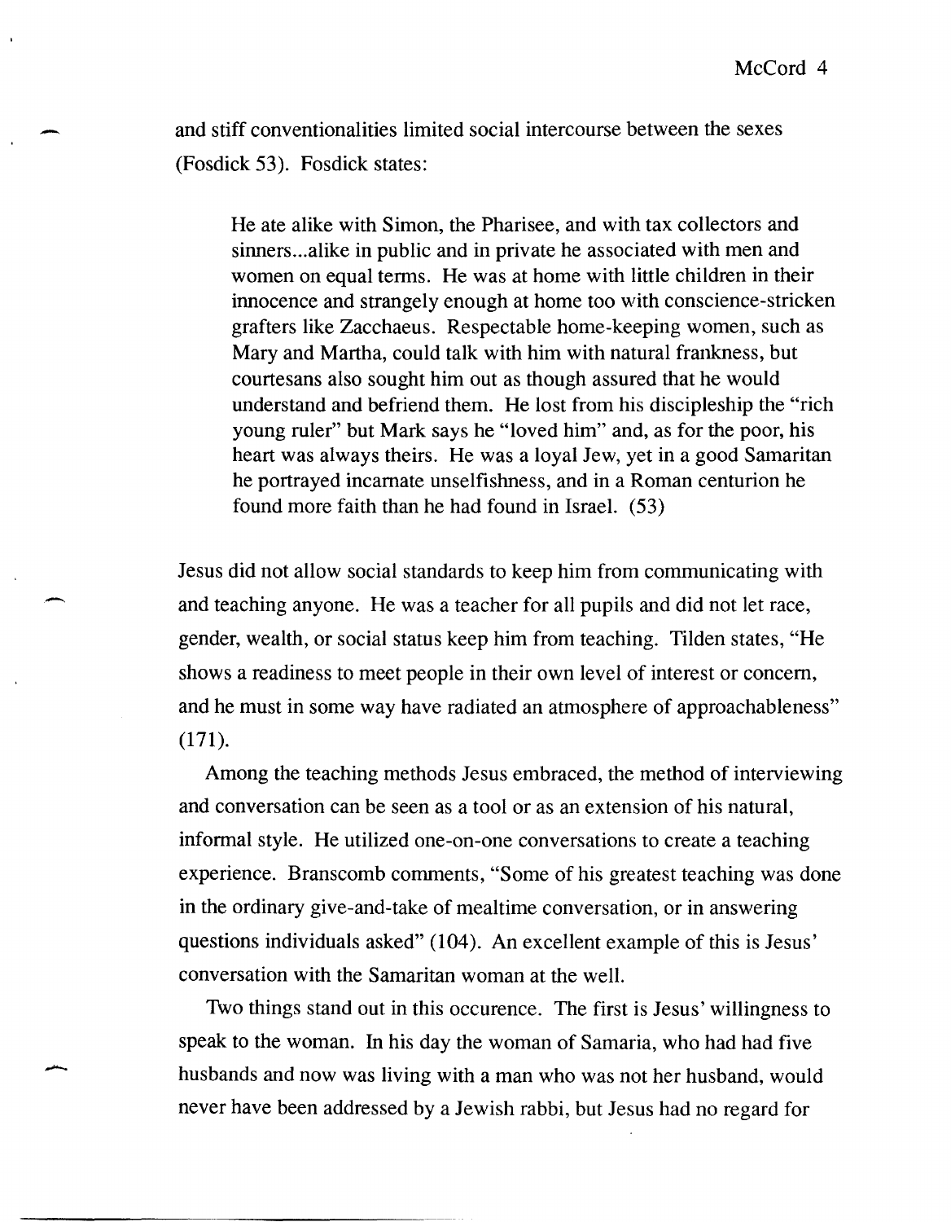and stiff conventionalities limited social intercourse between the sexes (Fosdick 53). Fosdick states:

> He ate alike with Simon, the Pharisee, and with tax collectors and sinners...alike in public and in private he associated with men and women on equal terms. He was at home with little children in their innocence and strangely enough at home too with conscience-stricken grafters like Zacchaeus. Respectable home-keeping women, such as Mary and Martha, could talk with him with natural frankness, but courtesans also sought him out as though assured that he would understand and befriend them. He lost from his discipleship the "rich young ruler" but Mark says he "loved him" and, as for the poor, his heart was always theirs. He was a loyal Jew, yet in a good Samaritan he portrayed incarnate unselfishness, and in a Roman centurion he found more faith than he had found in Israel. (53)

Jesus did not allow social standards to keep him from communicating with and teaching anyone. He was a teacher for all pupils and did not let race, gender, wealth, or social status keep him from teaching. Tilden states, "He shows a readiness to meet people in their own level of interest or concern, and he must in some way have radiated an atmosphere of approachableness" (171).

Among the teaching methods Jesus embraced, the method of interviewing and conversation can be seen as a tool or as an extension of his natural, informal style. He utilized one-on-one conversations to create a teaching experience. Branscomb comments, "Some of his greatest teaching was done in the ordinary give-and-take of mealtime conversation, or in answering questions individuals asked" (104). An excellent example of this is Jesus' conversation with the Samaritan woman at the well.

Two things stand out in this occurence. The first is Jesus' willingness to speak to the woman. In his day the woman of Samaria, who had had five husbands and now was living with a man who was not her husband, would never have been addressed by a Jewish rabbi, but Jesus had no regard for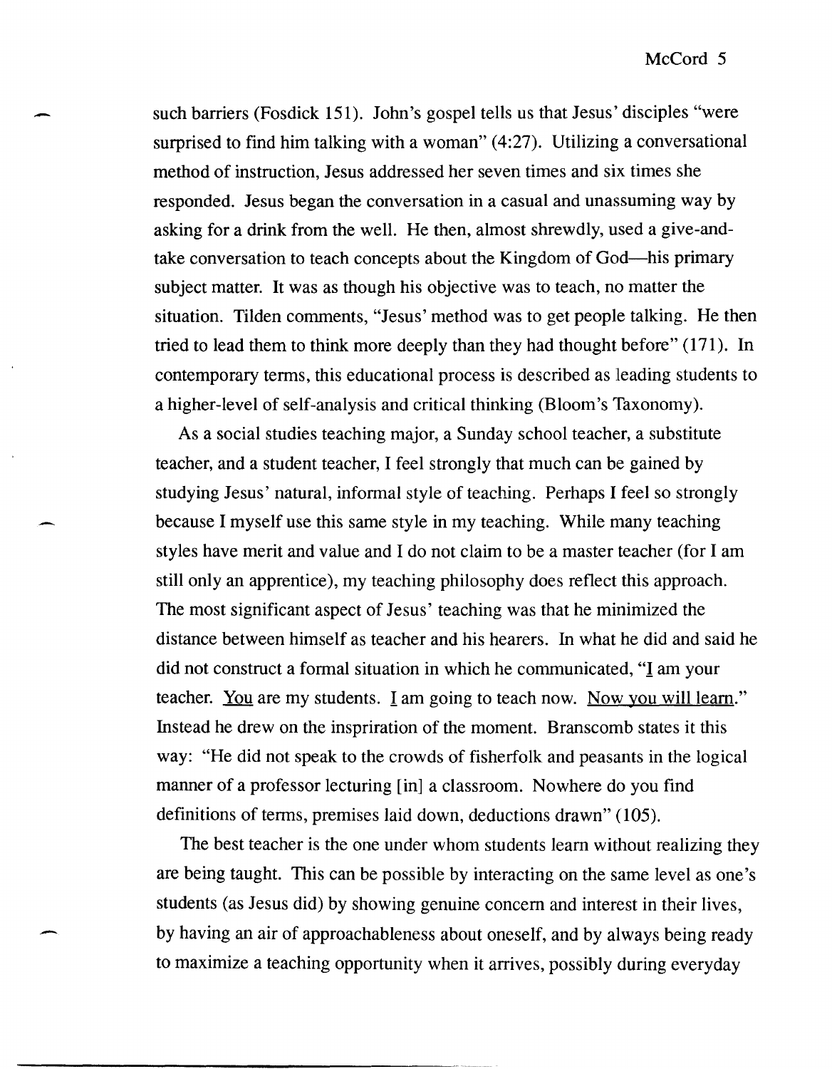such barriers (Fosdick 151). John's gospel tells us that Jesus' disciples "were surprised to find him talking with a woman" (4:27). Utilizing a conversational method of instruction, Jesus addressed her seven times and six times she responded. Jesus began the conversation in a casual and unassuming way by asking for a drink from the well. He then, almost shrewdly, used a give-and-take conversation to teach concepts about the Kingdom of God—his primary subject matter. It was as though his objective was to teach, no matter the situation. Tilden comments, "Jesus' method was to get people talking. He then tried to lead them to think more deeply than they had thought before" (171). In contemporary terms, this educational process is described as leading students to a higher-level of self-analysis and critical thinking (Bloom's Taxonomy).

As a social studies teaching major, a Sunday school teacher, a substitute teacher, and a student teacher, I feel strongly that much can be gained by studying Jesus' natural, informal style of teaching. Perhaps I feel so strongly because I myself use this same style in my teaching. While many teaching styles have merit and value and I do not claim to be a master teacher (for I am still only an apprentice), my teaching philosophy does reflect this approach. The most significant aspect of Jesus' teaching was that he minimized the distance between himself as teacher and his hearers. In what he did and said he did not construct a formal situation in which he communicated, "<u>I</u> am your teacher. <u>You</u> are my students. <u>I</u> am going to teach now. <u>Now you will learn</u>." Instead he drew on the inspriration of the moment. Branscomb states it this way: "He did not speak to the crowds of fisherfolk and peasants in the logical manner of a professor lecturing [in] a classroom. Nowhere do you find definitions of terms, premises laid down, deductions drawn" (105).

The best teacher is the one under whom students learn without realizing they are being taught. This can be possible by interacting on the same level as one's students (as Jesus did) by showing genuine concern and interest in their lives, by having an air of approachableness about oneself, and by always being ready to maximize a teaching opportunity when it arrives, possibly during everyday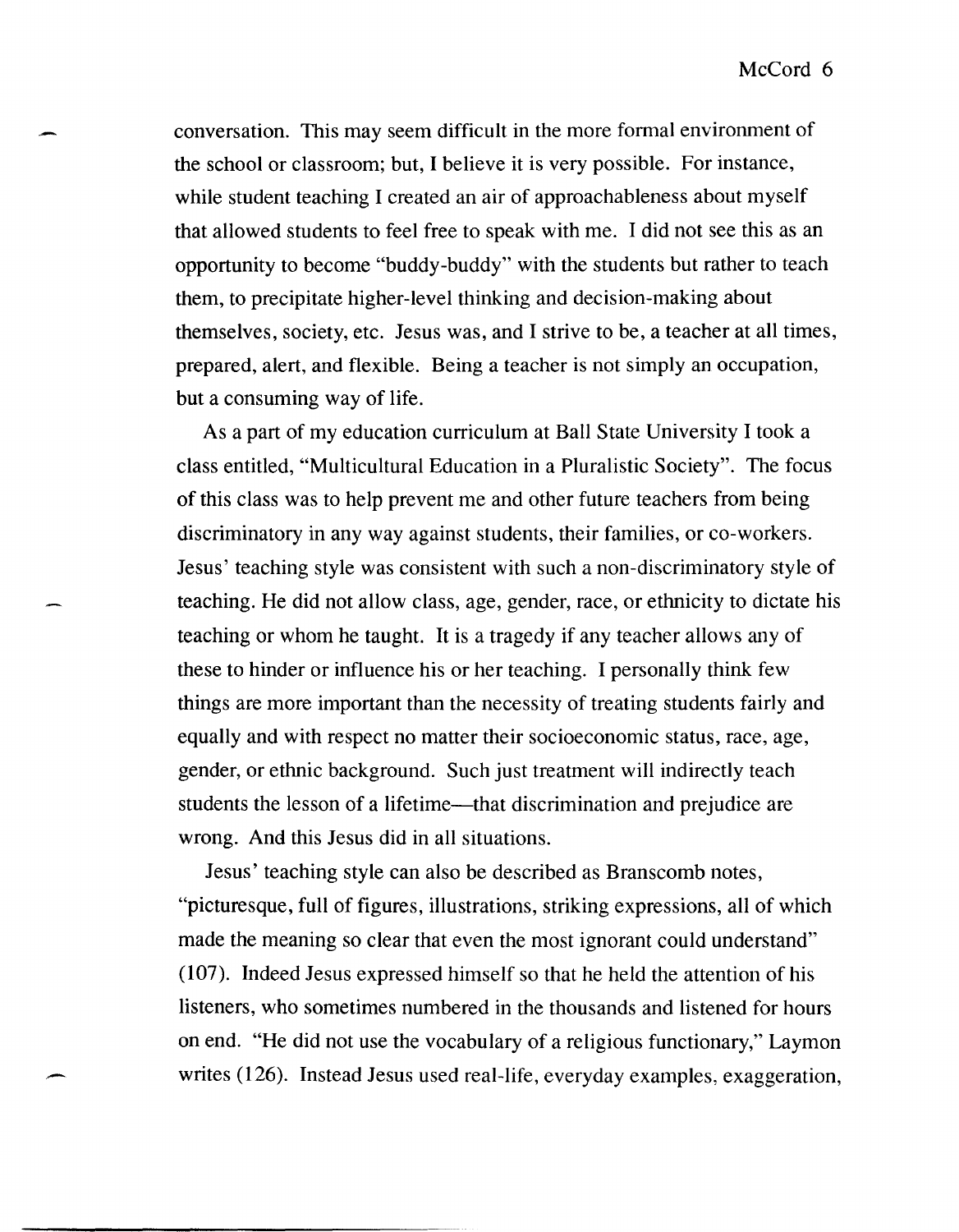conversation. This may seem difficult in the more formal environment of the school or classroom; but, I believe it is very possible. For instance, while student teaching I created an air of approachableness about myself that allowed students to feel free to speak with me. I did not see this as an opportunity to become "buddy-buddy" with the students but rather to teach them, to precipitate higher-level thinking and decision-making about themselves, society, etc. Jesus was, and I strive to be, a teacher at all times, prepared, alert, and flexible. Being a teacher is not simply an occupation, but a consuming way of life.

As a part of my education curriculum at Ball State University I took a class entitled, "Multicultural Education in a Pluralistic Society". The focus of this class was to help prevent me and other future teachers from being discriminatory in any way against students, their families, or co-workers. Jesus' teaching style was consistent with such a non-discriminatory style of teaching. He did not allow class, age, gender, race, or ethnicity to dictate his teaching or whom he taught. It is a tragedy if any teacher allows any of these to hinder or influence his or her teaching. I personally think few things are more important than the necessity of treating students fairly and equally and with respect no matter their socioeconomic status, race, age, gender, or ethnic background. Such just treatment will indirectly teach students the lesson of a lifetime—that discrimination and prejudice are wrong. And this Jesus did in all situations.

Jesus' teaching style can also be described as Branscomb notes, "picturesque, full of figures, illustrations, striking expressions, all of which made the meaning so clear that even the most ignorant could understand" (107). Indeed Jesus expressed himself so that he held the attention of his listeners, who sometimes numbered in the thousands and listened for hours on end. "He did not use the vocabulary of a religious functionary," Laymon writes (126). Instead Jesus used real-life, everyday examples, exaggeration,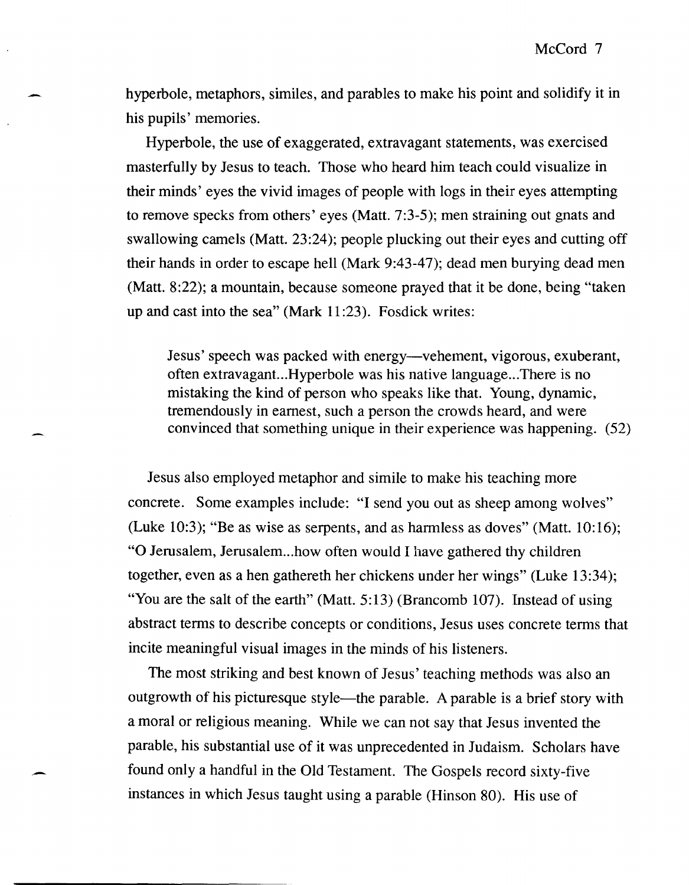hyperbole, metaphors, similes, and parables to make his point and solidify it in his pupils' memories.

Hyperbole, the use of exaggerated, extravagant statements, was exercised masterfully by Jesus to teach. Those who heard him teach could visualize in their minds' eyes the vivid images of people with logs in their eyes attempting to remove specks from others' eyes (Matt. 7:3-5); men straining out gnats and swallowing camels (Matt. 23:24); people plucking out their eyes and cutting off their hands in order to escape hell (Mark 9:43-47); dead men burying dead men (Matt. 8:22); a mountain, because someone prayed that it be done, being "taken up and cast into the sea" (Mark 11:23). Fosdick writes:

> Jesus' speech was packed with energy—vehement, vigorous, exuberant, often extravagant...Hyperbole was his native language...There is no mistaking the kind of person who speaks like that. Young, dynamic, tremendously in earnest, such a person the crowds heard, and were convinced that something unique in their experience was happening. (52)

Jesus also employed metaphor and simile to make his teaching more concrete. Some examples include: "I send you out as sheep among wolves" (Luke 10:3); "Be as wise as serpents, and as harmless as doves" (Matt. 10:16); "O Jerusalem, Jerusalem...how often would I have gathered thy children together, even as a hen gathereth her chickens under her wings" (Luke 13:34); "You are the salt of the earth" (Matt. 5:13) (Brancomb 107). Instead of using abstract terms to describe concepts or conditions, Jesus uses concrete terms that incite meaningful visual images in the minds of his listeners.

The most striking and best known of Jesus' teaching methods was also an outgrowth of his picturesque style—the parable. A parable is a brief story with a moral or religious meaning. While we can not say that Jesus invented the parable, his substantial use of it was unprecedented in Judaism. Scholars have found only a handful in the Old Testament. The Gospels record sixty-five instances in which Jesus taught using a parable (Hinson 80). His use of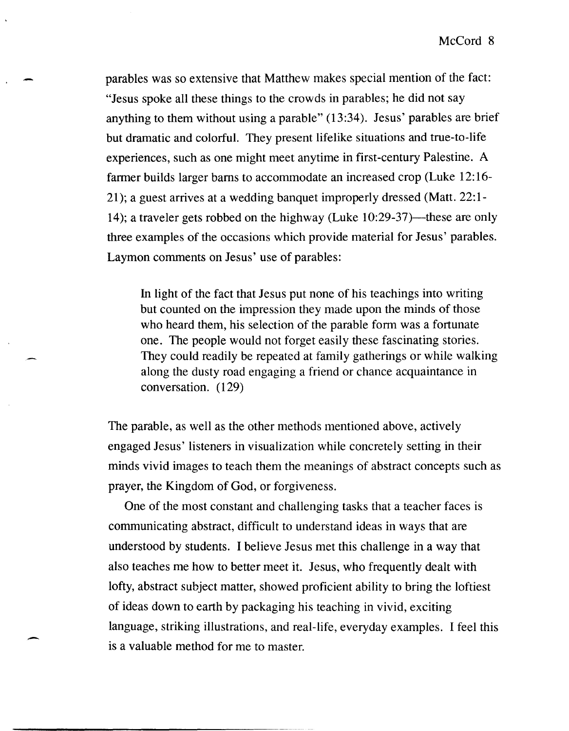parables was so extensive that Matthew makes special mention of the fact: "Jesus spoke all these things to the crowds in parables; he did not say anything to them without using a parable" (13:34). Jesus' parables are brief but dramatic and colorful. They present lifelike situations and true-to-life experiences, such as one might meet anytime in first-century Palestine. A farmer builds larger barns to accommodate an increased crop (Luke 12:16-21); a guest arrives at a wedding banquet improperly dressed (Matt. 22:1-14); a traveler gets robbed on the highway (Luke 10:29-37)—these are only three examples of the occasions which provide material for Jesus' parables. Laymon comments on Jesus' use of parables:

> In light of the fact that Jesus put none of his teachings into writing but counted on the impression they made upon the minds of those who heard them, his selection of the parable form was a fortunate one. The people would not forget easily these fascinating stories. They could readily be repeated at family gatherings or while walking along the dusty road engaging a friend or chance acquaintance in conversation. (129)

The parable, as well as the other methods mentioned above, actively engaged Jesus' listeners in visualization while concretely setting in their minds vivid images to teach them the meanings of abstract concepts such as prayer, the Kingdom of God, or forgiveness.

One of the most constant and challenging tasks that a teacher faces is communicating abstract, difficult to understand ideas in ways that are understood by students. I believe Jesus met this challenge in a way that also teaches me how to better meet it. Jesus, who frequently dealt with lofty, abstract subject matter, showed proficient ability to bring the loftiest of ideas down to earth by packaging his teaching in vivid, exciting language, striking illustrations, and real-life, everyday examples. I feel this is a valuable method for me to master.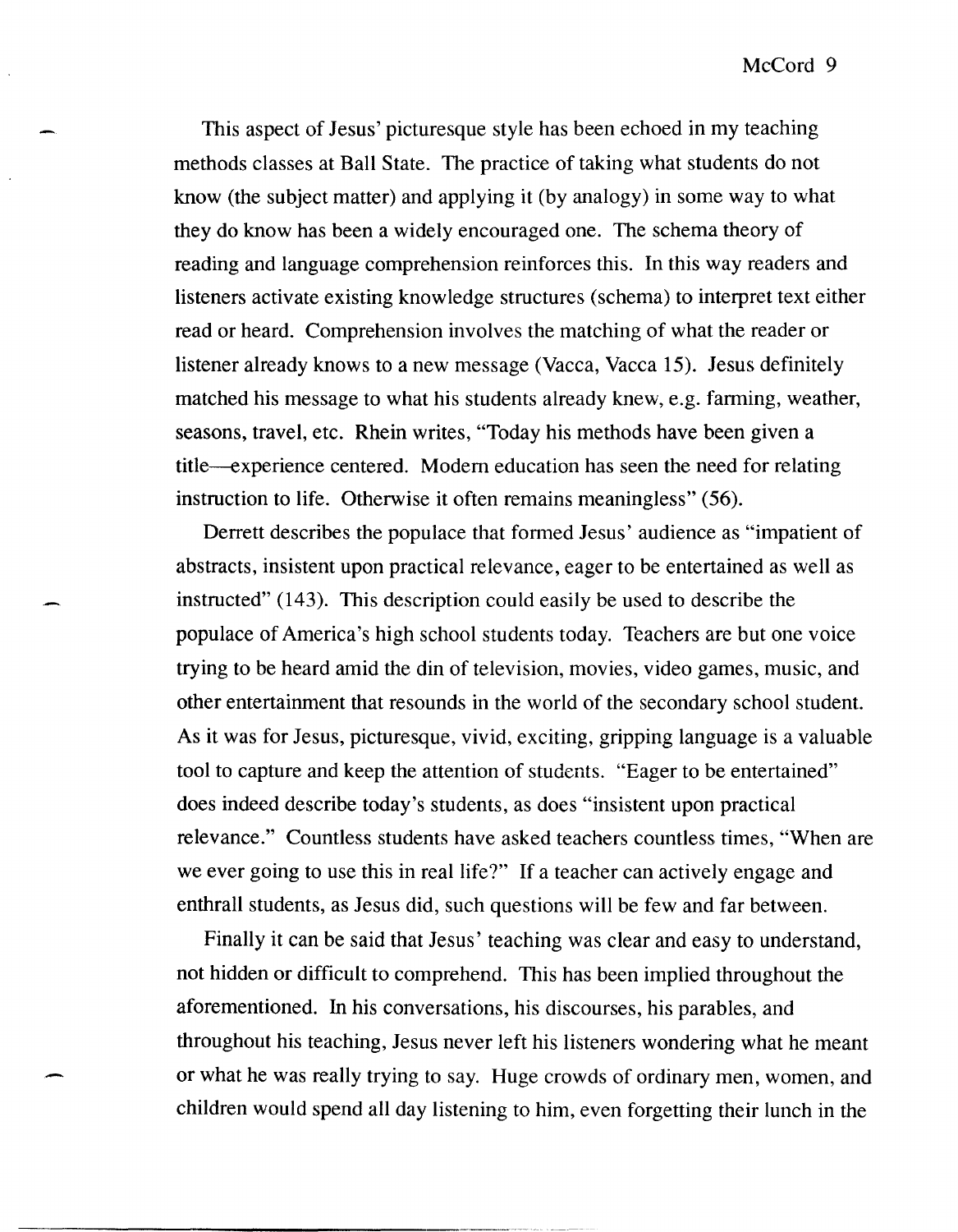This aspect of Jesus' picturesque style has been echoed in my teaching methods classes at Ball State. The practice of taking what students do not know (the subject matter) and applying it (by analogy) in some way to what they do know has been a widely encouraged one. The schema theory of reading and language comprehension reinforces this. In this way readers and listeners activate existing knowledge structures (schema) to interpret text either read or heard. Comprehension involves the matching of what the reader or listener already knows to a new message (Vacca, Vacca 15). Jesus definitely matched his message to what his students already knew, e.g. farming, weather, seasons, travel, etc. Rhein writes, "Today his methods have been given a title—experience centered. Modern education has seen the need for relating instruction to life. Otherwise it often remains meaningless" (56).

Derrett describes the populace that formed Jesus' audience as "impatient of abstracts, insistent upon practical relevance, eager to be entertained as well as instructed" (143). This description could easily be used to describe the populace of America's high school students today. Teachers are but one voice trying to be heard amid the din of television, movies, video games, music, and other entertainment that resounds in the world of the secondary school student. As it was for Jesus, picturesque, vivid, exciting, gripping language is a valuable tool to capture and keep the attention of students. "Eager to be entertained" does indeed describe today's students, as does "insistent upon practical relevance." Countless students have asked teachers countless times, "When are we ever going to use this in real life?" If a teacher can actively engage and enthrall students, as Jesus did, such questions will be few and far between.

Finally it can be said that Jesus' teaching was clear and easy to understand, not hidden or difficult to comprehend. This has been implied throughout the aforementioned. In his conversations, his discourses, his parables, and throughout his teaching, Jesus never left his listeners wondering what he meant or what he was really trying to say. Huge crowds of ordinary men, women, and children would spend all day listening to him, even forgetting their lunch in the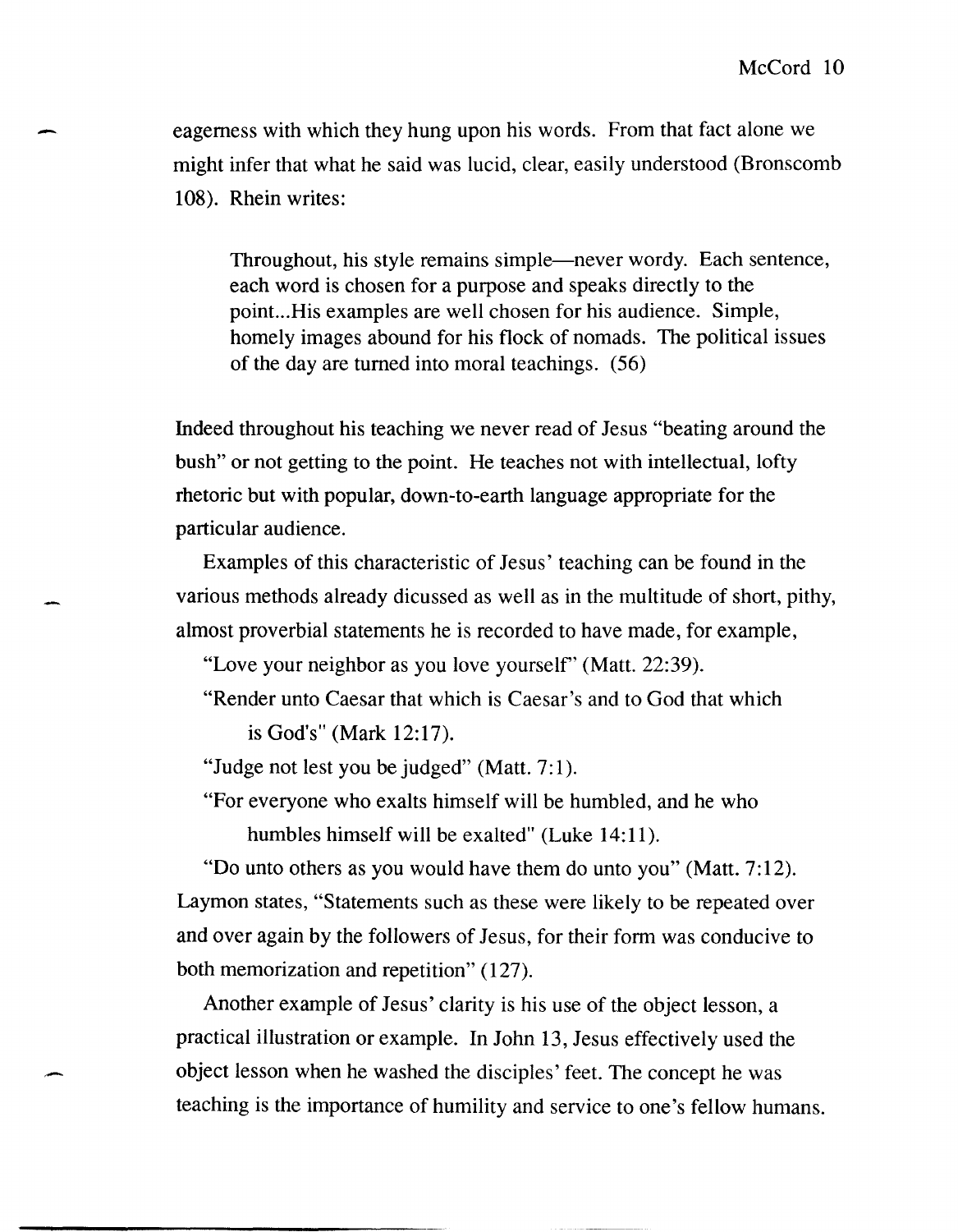eagerness with which they hung upon his words. From that fact alone we might infer that what he said was lucid, clear, easily understood (Bronscomb 108). Rhein writes:

> Throughout, his style remains simple—never wordy. Each sentence, each word is chosen for a purpose and speaks directly to the point...His examples are well chosen for his audience. Simple, homely images abound for his flock of nomads. The political issues of the day are turned into moral teachings. (56)

Indeed throughout his teaching we never read of Jesus "beating around the bush" or not getting to the point. He teaches not with intellectual, lofty rhetoric but with popular, down-to-earth language appropriate for the particular audience.

Examples of this characteristic of Jesus' teaching can be found in the various methods already dicussed as well as in the multitude of short, pithy, almost proverbial statements he is recorded to have made, for example,

"Love your neighbor as you love yourself" (Matt. 22:39).

"Render unto Caesar that which is Caesar's and to God that which is God's" (Mark 12:17).

"Judge not lest you be judged" (Matt. 7:1).

"For everyone who exalts himself will be humbled, and he who humbles himself will be exalted" (Luke 14:11).

"Do unto others as you would have them do unto you" (Matt. 7:12).

Laymon states, "Statements such as these were likely to be repeated over and over again by the followers of Jesus, for their form was conducive to both memorization and repetition" (127).

Another example of Jesus' clarity is his use of the object lesson, a practical illustration or example. In John 13, Jesus effectively used the object lesson when he washed the disciples' feet. The concept he was teaching is the importance of humility and service to one's fellow humans.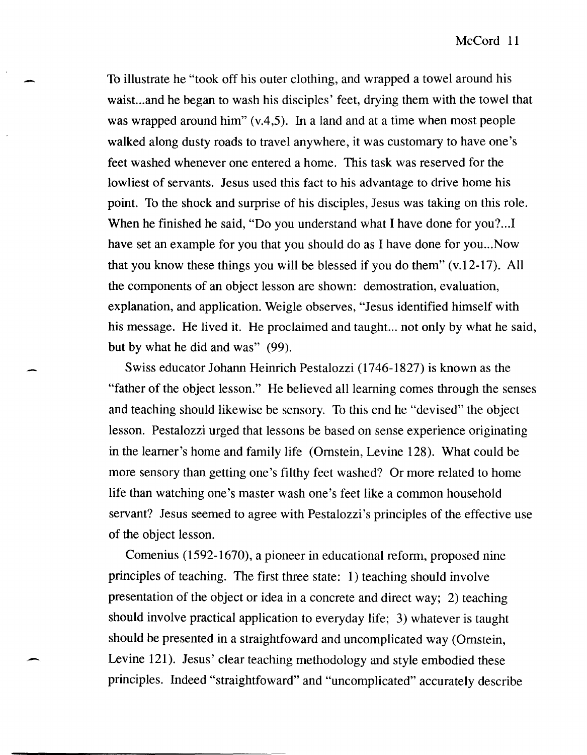To illustrate he "took off his outer clothing, and wrapped a towel around his waist...and he began to wash his disciples' feet, drying them with the towel that was wrapped around him" (v.4,5). In a land and at a time when most people walked along dusty roads to travel anywhere, it was customary to have one's feet washed whenever one entered a home. This task was reserved for the lowliest of servants. Jesus used this fact to his advantage to drive home his point. To the shock and surprise of his disciples, Jesus was taking on this role. When he finished he said, "Do you understand what I have done for you?...I have set an example for you that you should do as I have done for you...Now that you know these things you will be blessed if you do them" (v.12-17). All the components of an object lesson are shown: demostration, evaluation, explanation, and application. Weigle observes, "Jesus identified himself with his message. He lived it. He proclaimed and taught... not only by what he said, but by what he did and was" (99).

Swiss educator Johann Heinrich Pestalozzi (1746-1827) is known as the "father of the object lesson." He believed all learning comes through the senses and teaching should likewise be sensory. To this end he "devised" the object lesson. Pestalozzi urged that lessons be based on sense experience originating in the learner's home and family life (Ornstein, Levine 128). What could be more sensory than getting one's filthy feet washed? Or more related to home life than watching one's master wash one's feet like a common household servant? Jesus seemed to agree with Pestalozzi's principles of the effective use of the object lesson.

Comenius (1592-1670), a pioneer in educational reform, proposed nine principles of teaching. The first three state: 1) teaching should involve presentation of the object or idea in a concrete and direct way; 2) teaching should involve practical application to everyday life; 3) whatever is taught should be presented in a straightfoward and uncomplicated way (Ornstein, Levine 121). Jesus' clear teaching methodology and style embodied these principles. Indeed "straightfoward" and "uncomplicated" accurately describe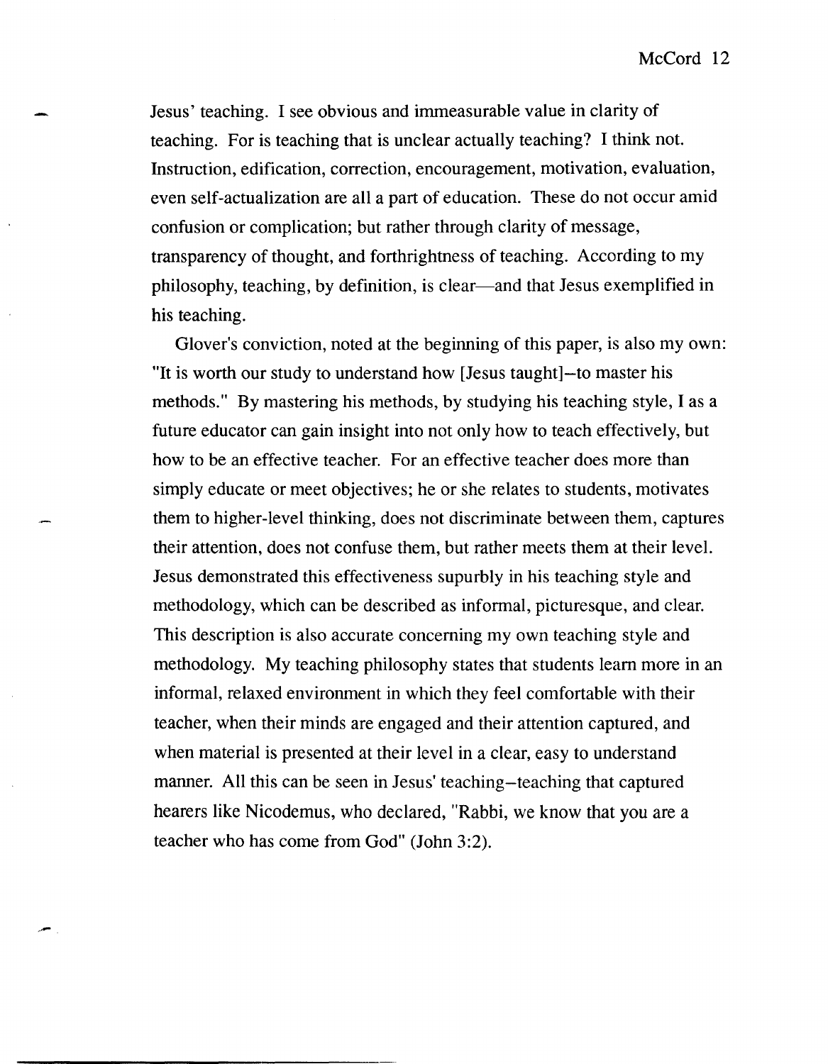Jesus' teaching. I see obvious and immeasurable value in clarity of teaching. For is teaching that is unclear actually teaching? I think not. Instruction, edification, correction, encouragement, motivation, evaluation, even self-actualization are all a part of education. These do not occur amid confusion or complication; but rather through clarity of message, transparency of thought, and forthrightness of teaching. According to my philosophy, teaching, by definition, is clear—and that Jesus exemplified in his teaching.

Glover's conviction, noted at the beginning of this paper, is also my own: "It is worth our study to understand how [Jesus taught]–to master his methods." By mastering his methods, by studying his teaching style, I as a future educator can gain insight into not only how to teach effectively, but how to be an effective teacher. For an effective teacher does more than simply educate or meet objectives; he or she relates to students, motivates them to higher-level thinking, does not discriminate between them, captures their attention, does not confuse them, but rather meets them at their level. Jesus demonstrated this effectiveness supurbly in his teaching style and methodology, which can be described as informal, picturesque, and clear. This description is also accurate concerning my own teaching style and methodology. My teaching philosophy states that students learn more in an informal, relaxed environment in which they feel comfortable with their teacher, when their minds are engaged and their attention captured, and when material is presented at their level in a clear, easy to understand manner. All this can be seen in Jesus' teaching–teaching that captured hearers like Nicodemus, who declared, "Rabbi, we know that you are a teacher who has come from God" (John 3:2).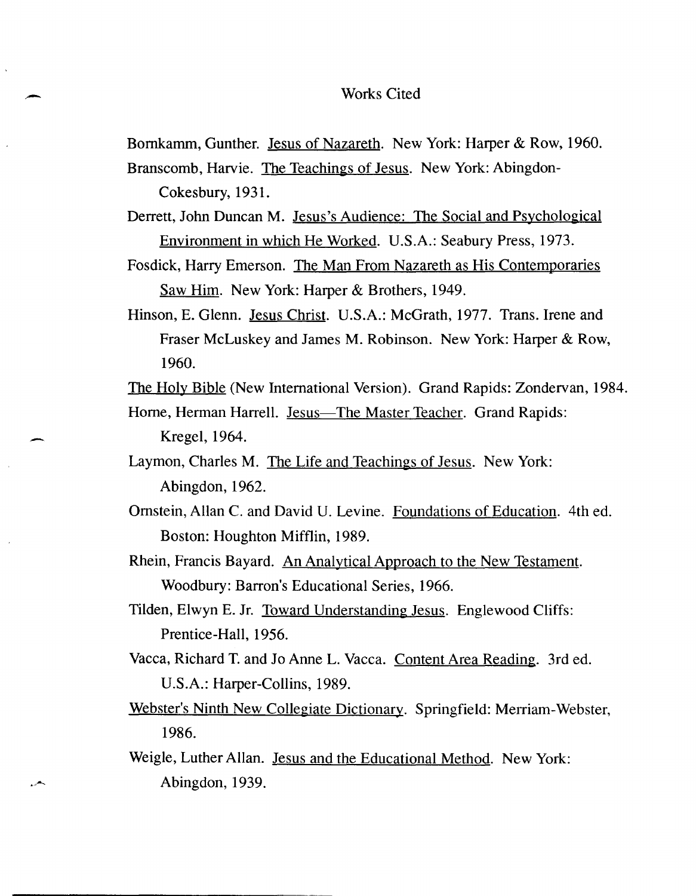# Works Cited

Bornkamm, Gunther. Jesus of Nazareth. New York: Harper & Row, 1960.

Branscomb, Harvie. The Teachings of Jesus. New York: Abingdon-Cokesbury, 1931.

Derrett, John Duncan M. Jesus's Audience: The Social and Psychological Environment in which He Worked. U.S.A.: Seabury Press, 1973.

Fosdick, Harry Emerson. The Man From Nazareth as His Contemporaries Saw Him. New York: Harper & Brothers, 1949.

Hinson, E. Glenn. Jesus Christ. U.S.A.: McGrath, 1977. Trans. Irene and Fraser McLuskey and James M. Robinson. New York: Harper & Row, 1960.

The Holy Bible (New International Version). Grand Rapids: Zondervan, 1984.

Horne, Herman Harrell. Jesus—The Master Teacher. Grand Rapids: Kregel, 1964.

Laymon, Charles M. The Life and Teachings of Jesus. New York: Abingdon, 1962.

Ornstein, Allan C. and David U. Levine. Foundations of Education. 4th ed. Boston: Houghton Mifflin, 1989.

Rhein, Francis Bayard. An Analytical Approach to the New Testament. Woodbury: Barron's Educational Series, 1966.

Tilden, Elwyn E. Jr. Toward Understanding Jesus. Englewood Cliffs: Prentice-Hall, 1956.

Vacca, Richard T. and Jo Anne L. Vacca. Content Area Reading. 3rd ed. U.S.A.: Harper-Collins, 1989.

Webster's Ninth New Collegiate Dictionary. Springfield: Merriam-Webster, 1986.

Weigle, Luther Allan. Jesus and the Educational Method. New York: Abingdon, 1939.